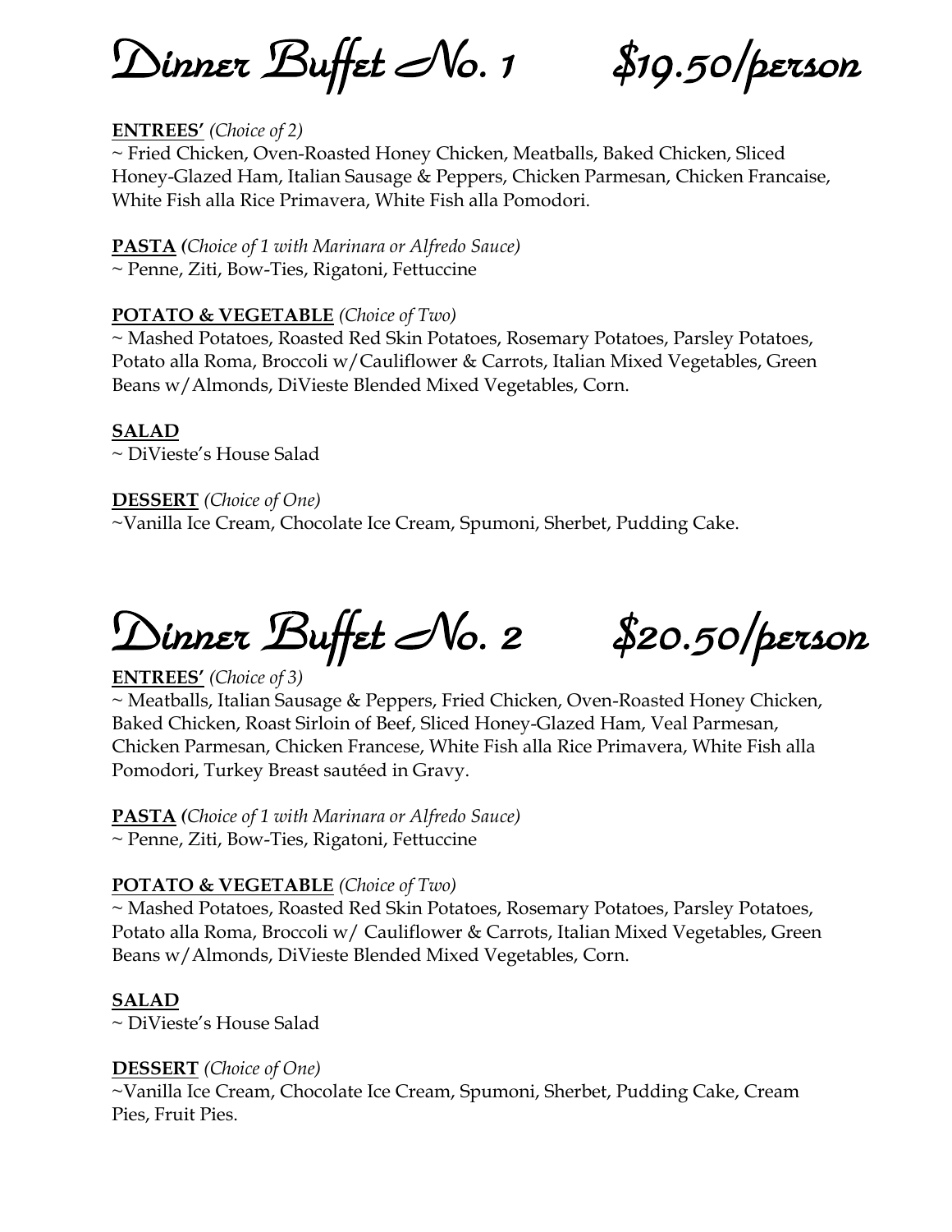# Dinner Buffet No. 1 $19.50/person

**ENTREES'** *(Choice of 2)*
~ Fried Chicken, Oven-Roasted Honey Chicken, Meatballs, Baked Chicken, Sliced Honey-Glazed Ham, Italian Sausage & Peppers, Chicken Parmesan, Chicken Francaise, White Fish alla Rice Primavera, White Fish alla Pomodori.

**PASTA** *(Choice of 1 with Marinara or Alfredo Sauce)*
~ Penne, Ziti, Bow-Ties, Rigatoni, Fettuccine

**POTATO & VEGETABLE** *(Choice of Two)*
~ Mashed Potatoes, Roasted Red Skin Potatoes, Rosemary Potatoes, Parsley Potatoes, Potato alla Roma, Broccoli w/Cauliflower & Carrots, Italian Mixed Vegetables, Green Beans w/Almonds, DiVieste Blended Mixed Vegetables, Corn.

**SALAD**
~ DiVieste's House Salad

**DESSERT** *(Choice of One)*
~Vanilla Ice Cream, Chocolate Ice Cream, Spumoni, Sherbet, Pudding Cake.

# Dinner Buffet No. 2 $20.50/person

**ENTREES'** *(Choice of 3)*
~ Meatballs, Italian Sausage & Peppers, Fried Chicken, Oven-Roasted Honey Chicken, Baked Chicken, Roast Sirloin of Beef, Sliced Honey-Glazed Ham, Veal Parmesan, Chicken Parmesan, Chicken Francese, White Fish alla Rice Primavera, White Fish alla Pomodori, Turkey Breast sautéed in Gravy.

**PASTA** *(Choice of 1 with Marinara or Alfredo Sauce)*
~ Penne, Ziti, Bow-Ties, Rigatoni, Fettuccine

**POTATO & VEGETABLE** *(Choice of Two)*
~ Mashed Potatoes, Roasted Red Skin Potatoes, Rosemary Potatoes, Parsley Potatoes, Potato alla Roma, Broccoli w/ Cauliflower & Carrots, Italian Mixed Vegetables, Green Beans w/Almonds, DiVieste Blended Mixed Vegetables, Corn.

**SALAD**
~ DiVieste's House Salad

**DESSERT** *(Choice of One)*
~Vanilla Ice Cream, Chocolate Ice Cream, Spumoni, Sherbet, Pudding Cake, Cream Pies, Fruit Pies.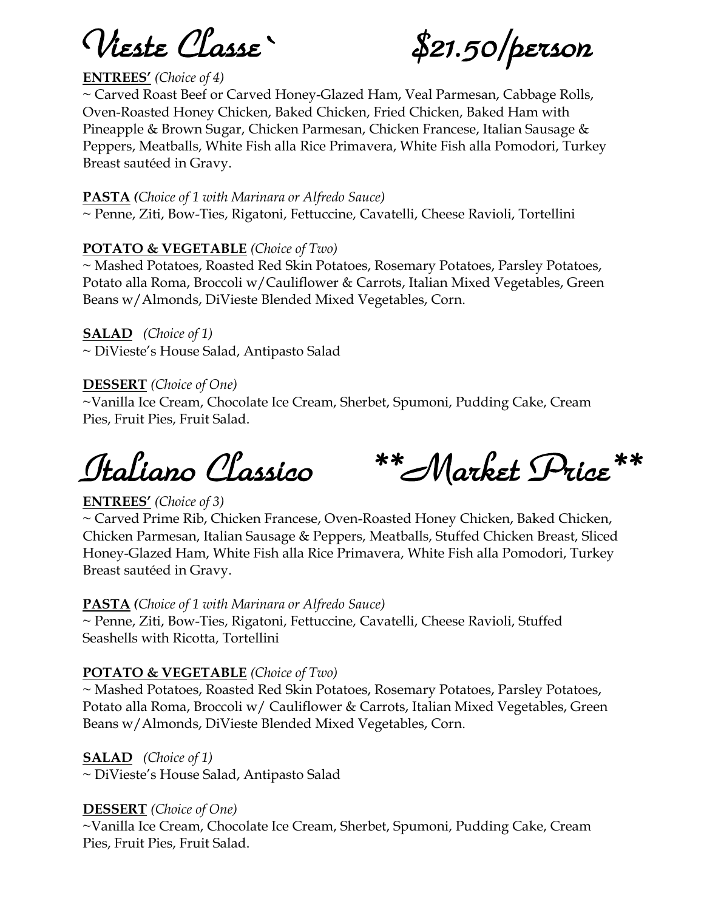# Vieste Classe` $21.50/person

**ENTREES'** *(Choice of 4)*

~ Carved Roast Beef or Carved Honey-Glazed Ham, Veal Parmesan, Cabbage Rolls, Oven-Roasted Honey Chicken, Baked Chicken, Fried Chicken, Baked Ham with Pineapple & Brown Sugar, Chicken Parmesan, Chicken Francese, Italian Sausage & Peppers, Meatballs, White Fish alla Rice Primavera, White Fish alla Pomodori, Turkey Breast sautéed in Gravy.

**PASTA** *(Choice of 1 with Marinara or Alfredo Sauce)*

~ Penne, Ziti, Bow-Ties, Rigatoni, Fettuccine, Cavatelli, Cheese Ravioli, Tortellini

**POTATO & VEGETABLE** *(Choice of Two)*

~ Mashed Potatoes, Roasted Red Skin Potatoes, Rosemary Potatoes, Parsley Potatoes, Potato alla Roma, Broccoli w/Cauliflower & Carrots, Italian Mixed Vegetables, Green Beans w/Almonds, DiVieste Blended Mixed Vegetables, Corn.

**SALAD** *(Choice of 1)*

~ DiVieste's House Salad, Antipasto Salad

**DESSERT** *(Choice of One)*

~Vanilla Ice Cream, Chocolate Ice Cream, Sherbet, Spumoni, Pudding Cake, Cream Pies, Fruit Pies, Fruit Salad.

# Italiano Classico **Market Price**

**ENTREES'** *(Choice of 3)*

~ Carved Prime Rib, Chicken Francese, Oven-Roasted Honey Chicken, Baked Chicken, Chicken Parmesan, Italian Sausage & Peppers, Meatballs, Stuffed Chicken Breast, Sliced Honey-Glazed Ham, White Fish alla Rice Primavera, White Fish alla Pomodori, Turkey Breast sautéed in Gravy.

**PASTA** *(Choice of 1 with Marinara or Alfredo Sauce)*

~ Penne, Ziti, Bow-Ties, Rigatoni, Fettuccine, Cavatelli, Cheese Ravioli, Stuffed Seashells with Ricotta, Tortellini

**POTATO & VEGETABLE** *(Choice of Two)*

~ Mashed Potatoes, Roasted Red Skin Potatoes, Rosemary Potatoes, Parsley Potatoes, Potato alla Roma, Broccoli w/ Cauliflower & Carrots, Italian Mixed Vegetables, Green Beans w/Almonds, DiVieste Blended Mixed Vegetables, Corn.

**SALAD** *(Choice of 1)*

~ DiVieste's House Salad, Antipasto Salad

**DESSERT** *(Choice of One)*

~Vanilla Ice Cream, Chocolate Ice Cream, Sherbet, Spumoni, Pudding Cake, Cream Pies, Fruit Pies, Fruit Salad.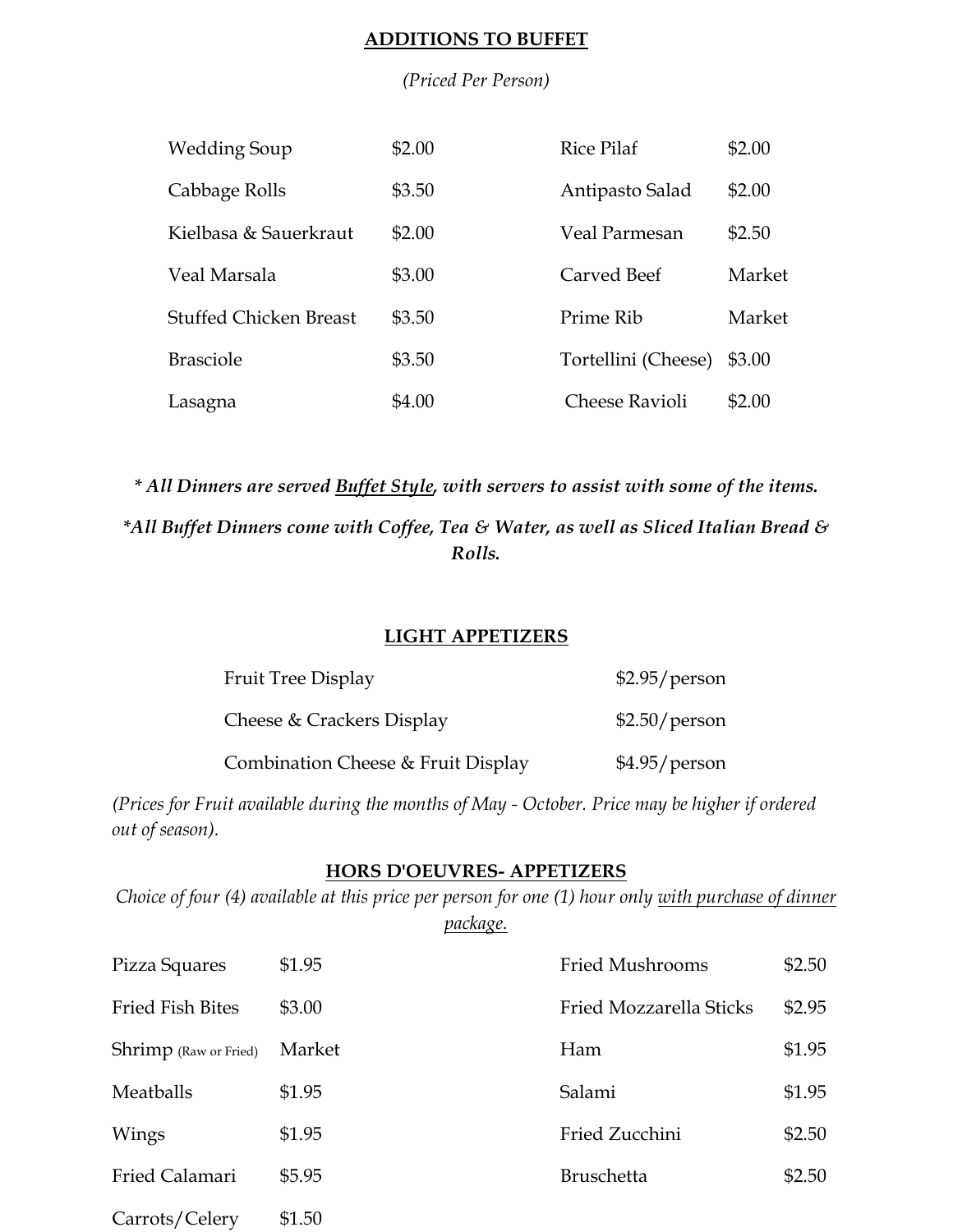## ADDITIONS TO BUFFET

*(Priced Per Person)*

| Item | Price | Item | Price |
|---|---|---|---|
| Wedding Soup | $2.00 | Rice Pilaf | $2.00 |
| Cabbage Rolls | $3.50 | Antipasto Salad | $2.00 |
| Kielbasa & Sauerkraut | $2.00 | Veal Parmesan | $2.50 |
| Veal Marsala | $3.00 | Carved Beef | Market |
| Stuffed Chicken Breast | $3.50 | Prime Rib | Market |
| Brasciole | $3.50 | Tortellini (Cheese) | $3.00 |
| Lasagna | $4.00 | Cheese Ravioli | $2.00 |

***\* All Dinners are served Buffet Style, with servers to assist with some of the items.***

***\*All Buffet Dinners come with Coffee, Tea & Water, as well as Sliced Italian Bread & Rolls.***

## LIGHT APPETIZERS

| Item | Price |
|---|---|
| Fruit Tree Display | $2.95/person |
| Cheese & Crackers Display | $2.50/person |
| Combination Cheese & Fruit Display | $4.95/person |

*(Prices for Fruit available during the months of May - October. Price may be higher if ordered out of season).*

## HORS D'OEUVRES- APPETIZERS

*Choice of four (4) available at this price per person for one (1) hour only with purchase of dinner package.*

| Item | Price | Item | Price |
|---|---|---|---|
| Pizza Squares | $1.95 | Fried Mushrooms | $2.50 |
| Fried Fish Bites | $3.00 | Fried Mozzarella Sticks | $2.95 |
| Shrimp (Raw or Fried) | Market | Ham | $1.95 |
| Meatballs | $1.95 | Salami | $1.95 |
| Wings | $1.95 | Fried Zucchini | $2.50 |
| Fried Calamari | $5.95 | Bruschetta | $2.50 |
| Carrots/Celery | $1.50 | | |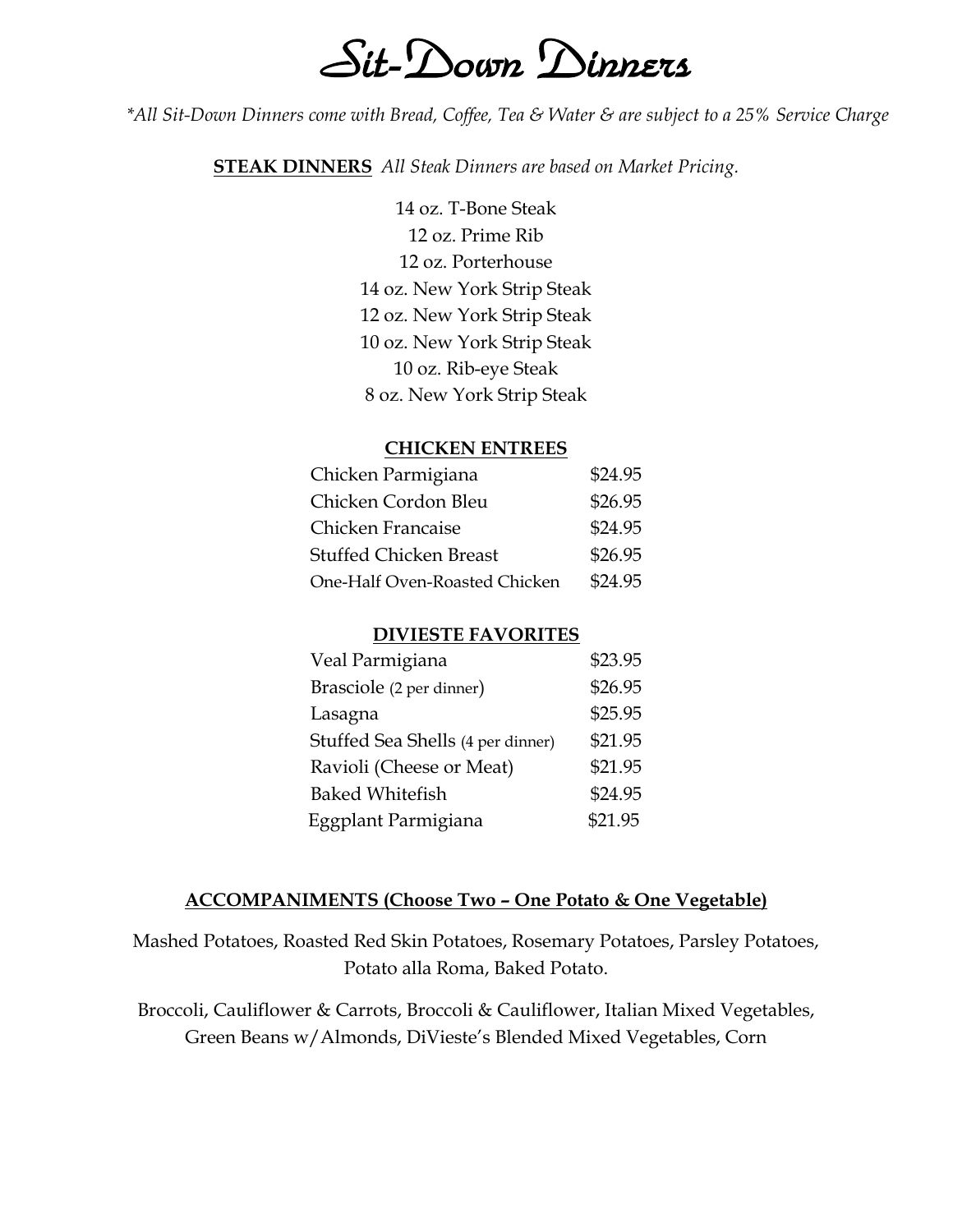# Sit-Down Dinners

*\*All Sit-Down Dinners come with Bread, Coffee, Tea & Water & are subject to a 25% Service Charge*

**STEAK DINNERS** *All Steak Dinners are based on Market Pricing.*

14 oz. T-Bone Steak
12 oz. Prime Rib
12 oz. Porterhouse
14 oz. New York Strip Steak
12 oz. New York Strip Steak
10 oz. New York Strip Steak
10 oz. Rib-eye Steak
8 oz. New York Strip Steak

**CHICKEN ENTREES**

| Item | Price |
|---|---|
| Chicken Parmigiana | $24.95 |
| Chicken Cordon Bleu | $26.95 |
| Chicken Francaise | $24.95 |
| Stuffed Chicken Breast | $26.95 |
| One-Half Oven-Roasted Chicken | $24.95 |

**DIVIESTE FAVORITES**

| Item | Price |
|---|---|
| Veal Parmigiana | $23.95 |
| Brasciole (2 per dinner) | $26.95 |
| Lasagna | $25.95 |
| Stuffed Sea Shells (4 per dinner) | $21.95 |
| Ravioli (Cheese or Meat) | $21.95 |
| Baked Whitefish | $24.95 |
| Eggplant Parmigiana | $21.95 |

**ACCOMPANIMENTS (Choose Two – One Potato & One Vegetable)**

Mashed Potatoes, Roasted Red Skin Potatoes, Rosemary Potatoes, Parsley Potatoes, Potato alla Roma, Baked Potato.

Broccoli, Cauliflower & Carrots, Broccoli & Cauliflower, Italian Mixed Vegetables, Green Beans w/Almonds, DiVieste's Blended Mixed Vegetables, Corn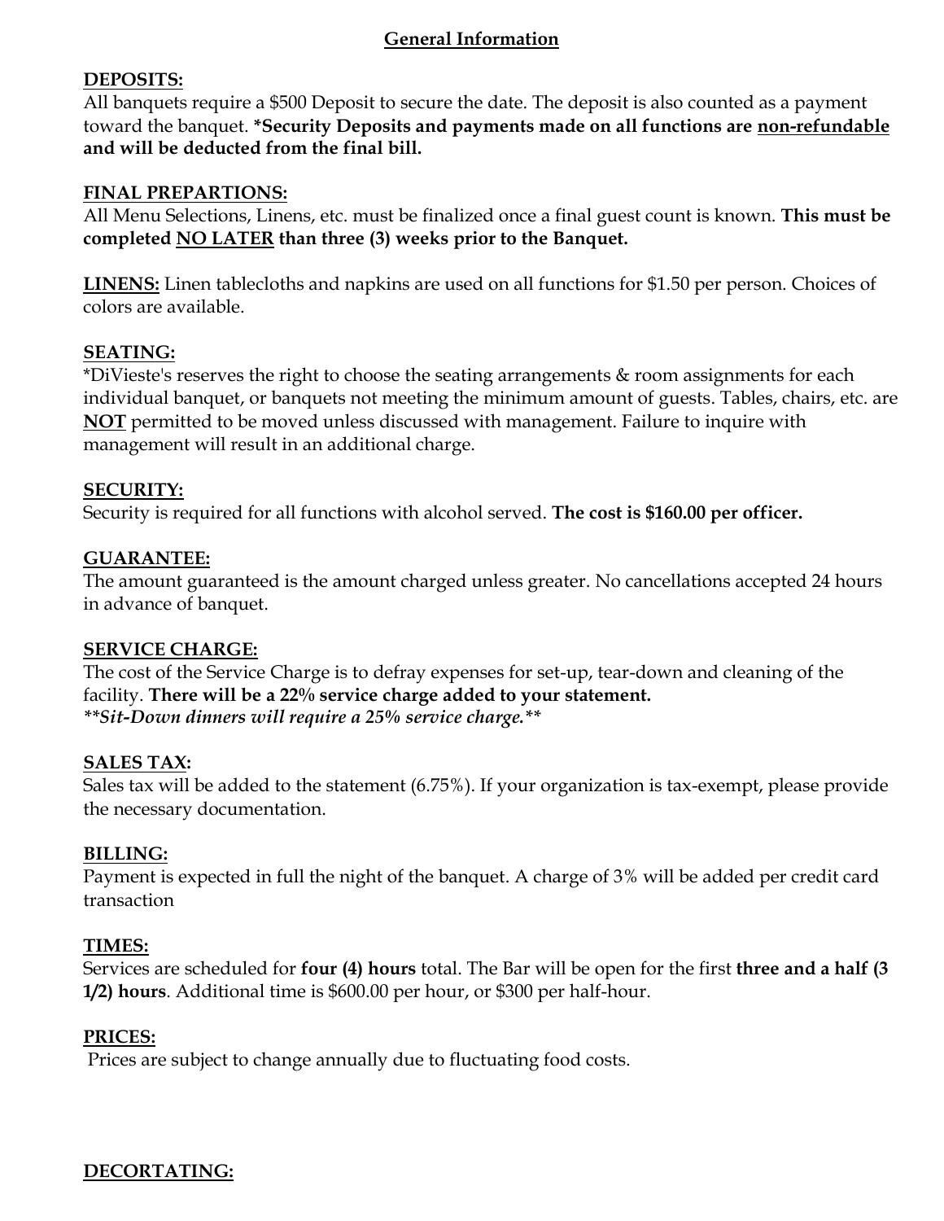## General Information

**DEPOSITS:**
All banquets require a $500 Deposit to secure the date. The deposit is also counted as a payment toward the banquet. ***Security Deposits and payments made on all functions are non-refundable and will be deducted from the final bill.**

**FINAL PREPARTIONS:**
All Menu Selections, Linens, etc. must be finalized once a final guest count is known. **This must be completed NO LATER than three (3) weeks prior to the Banquet.**

**LINENS:** Linen tablecloths and napkins are used on all functions for $1.50 per person. Choices of colors are available.

**SEATING:**
*DiVieste's reserves the right to choose the seating arrangements & room assignments for each individual banquet, or banquets not meeting the minimum amount of guests. Tables, chairs, etc. are **NOT** permitted to be moved unless discussed with management. Failure to inquire with management will result in an additional charge.

**SECURITY:**
Security is required for all functions with alcohol served. **The cost is $160.00 per officer.**

**GUARANTEE:**
The amount guaranteed is the amount charged unless greater. No cancellations accepted 24 hours in advance of banquet.

**SERVICE CHARGE:**
The cost of the Service Charge is to defray expenses for set-up, tear-down and cleaning of the facility. **There will be a 22% service charge added to your statement.**
***\*\*Sit-Down dinners will require a 25% service charge.\*\****

**SALES TAX:**
Sales tax will be added to the statement (6.75%). If your organization is tax-exempt, please provide the necessary documentation.

**BILLING:**
Payment is expected in full the night of the banquet. A charge of 3% will be added per credit card transaction

**TIMES:**
Services are scheduled for **four (4) hours** total. The Bar will be open for the first **three and a half (3 1/2) hours**. Additional time is $600.00 per hour, or $300 per half-hour.

**PRICES:**
Prices are subject to change annually due to fluctuating food costs.

**DECORTATING:**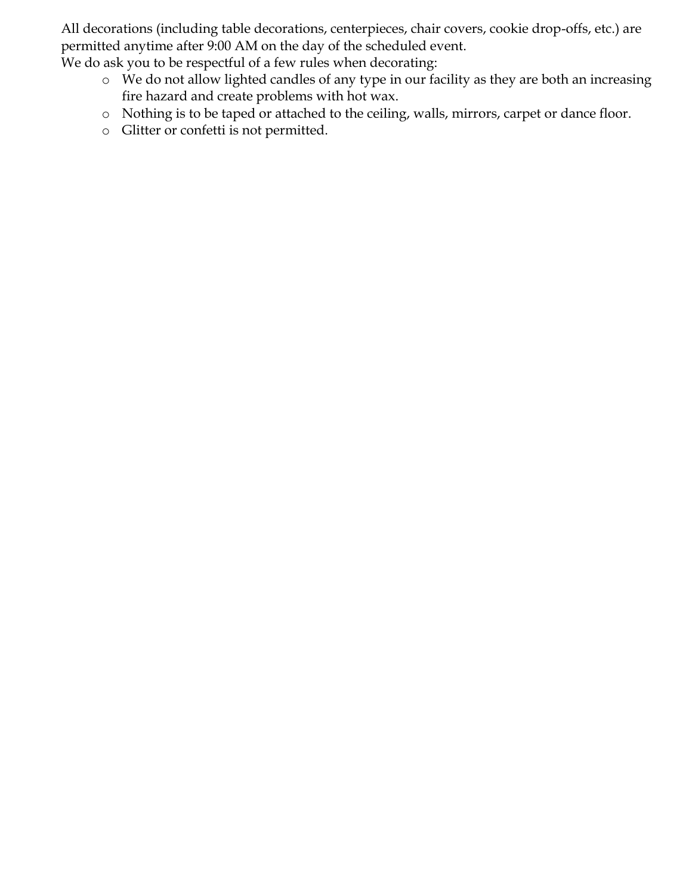All decorations (including table decorations, centerpieces, chair covers, cookie drop-offs, etc.) are permitted anytime after 9:00 AM on the day of the scheduled event.

We do ask you to be respectful of a few rules when decorating:

- We do not allow lighted candles of any type in our facility as they are both an increasing fire hazard and create problems with hot wax.
- Nothing is to be taped or attached to the ceiling, walls, mirrors, carpet or dance floor.
- Glitter or confetti is not permitted.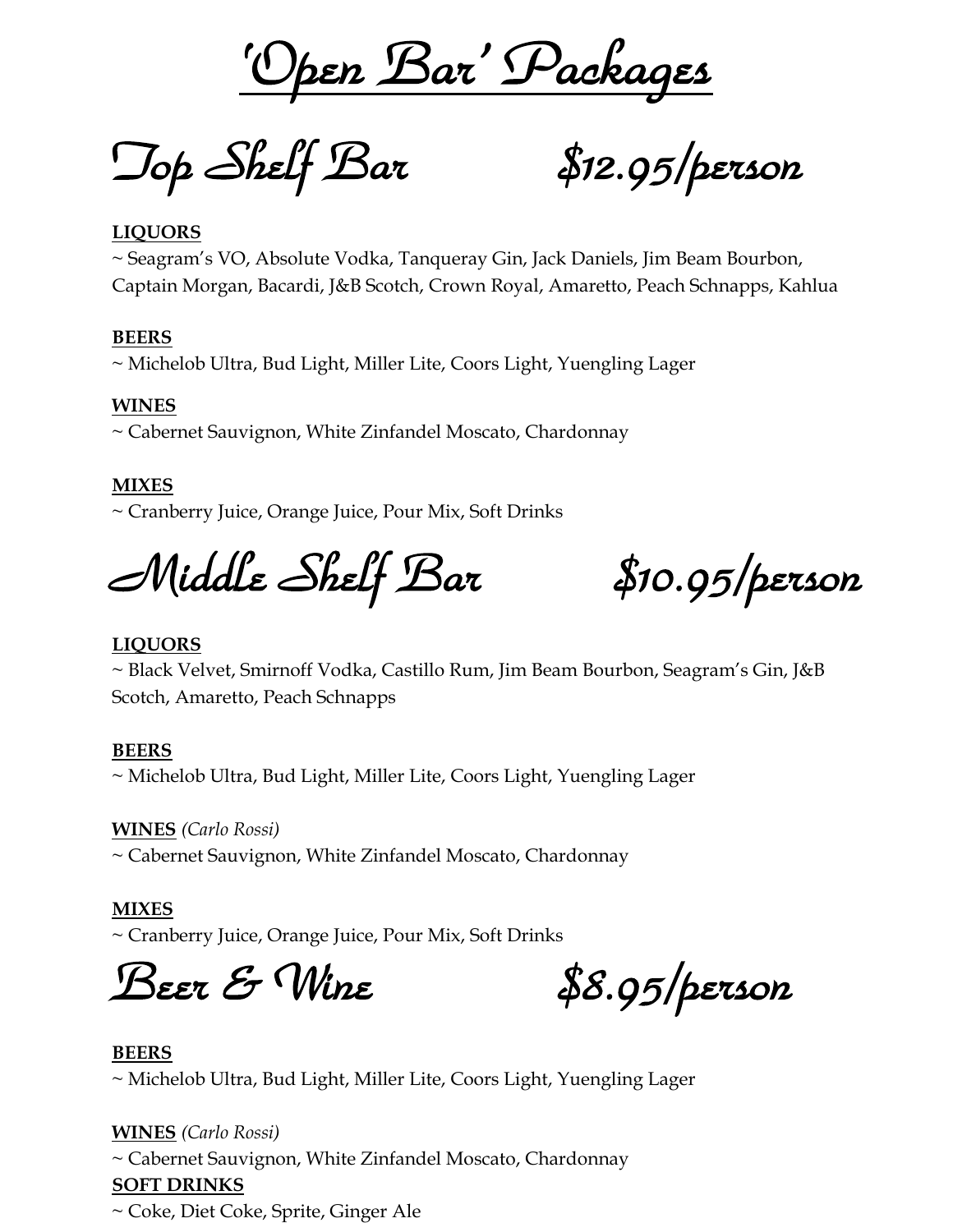# 'Open Bar' Packages

## Top Shelf Bar $12.95/person

**LIQUORS**

~ Seagram's VO, Absolute Vodka, Tanqueray Gin, Jack Daniels, Jim Beam Bourbon, Captain Morgan, Bacardi, J&B Scotch, Crown Royal, Amaretto, Peach Schnapps, Kahlua

**BEERS**

~ Michelob Ultra, Bud Light, Miller Lite, Coors Light, Yuengling Lager

**WINES**

~ Cabernet Sauvignon, White Zinfandel Moscato, Chardonnay

**MIXES**

~ Cranberry Juice, Orange Juice, Pour Mix, Soft Drinks

## Middle Shelf Bar $10.95/person

**LIQUORS**

~ Black Velvet, Smirnoff Vodka, Castillo Rum, Jim Beam Bourbon, Seagram's Gin, J&B Scotch, Amaretto, Peach Schnapps

**BEERS**

~ Michelob Ultra, Bud Light, Miller Lite, Coors Light, Yuengling Lager

**WINES** *(Carlo Rossi)*

~ Cabernet Sauvignon, White Zinfandel Moscato, Chardonnay

**MIXES**

~ Cranberry Juice, Orange Juice, Pour Mix, Soft Drinks

## Beer & Wine $8.95/person

**BEERS**

~ Michelob Ultra, Bud Light, Miller Lite, Coors Light, Yuengling Lager

**WINES** *(Carlo Rossi)*

~ Cabernet Sauvignon, White Zinfandel Moscato, Chardonnay

**SOFT DRINKS**

~ Coke, Diet Coke, Sprite, Ginger Ale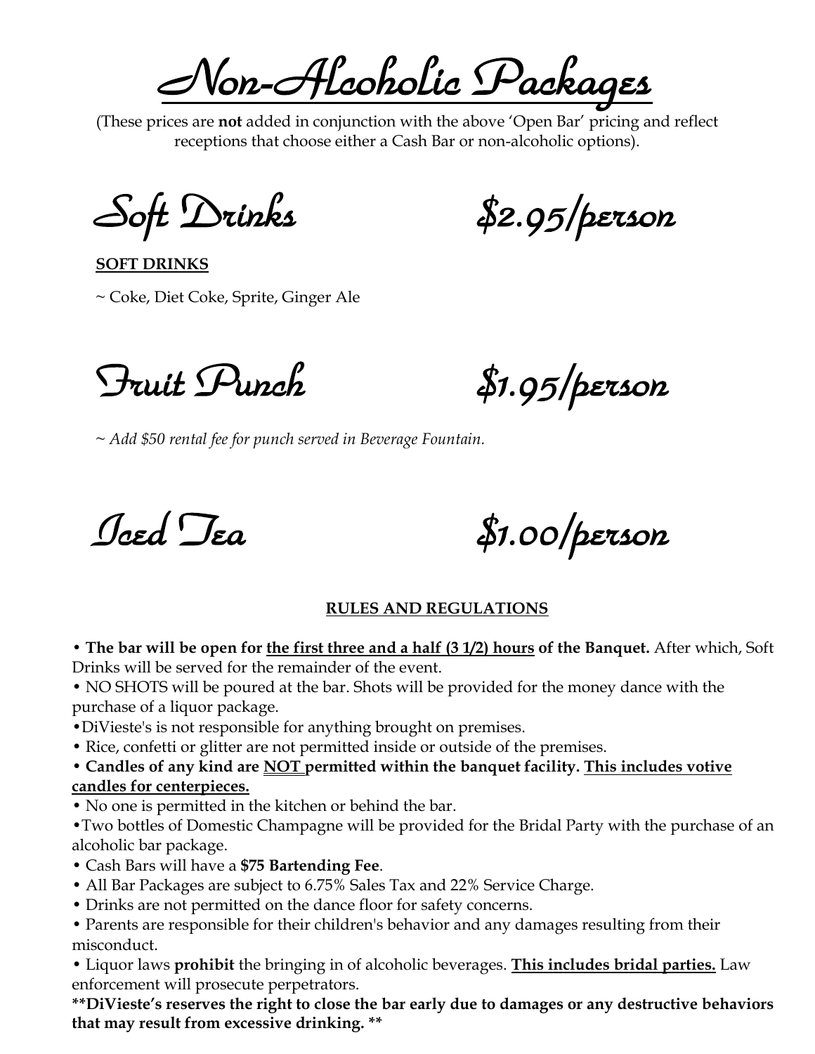# Non-Alcoholic Packages

(These prices are **not** added in conjunction with the above 'Open Bar' pricing and reflect receptions that choose either a Cash Bar or non-alcoholic options).

## Soft Drinks $2.95/person

**SOFT DRINKS**

~ Coke, Diet Coke, Sprite, Ginger Ale

## Fruit Punch $1.95/person

*~ Add $50 rental fee for punch served in Beverage Fountain.*

## Iced Tea $1.00/person

**RULES AND REGULATIONS**

- **The bar will be open for the first three and a half (3 1/2) hours of the Banquet.** After which, Soft Drinks will be served for the remainder of the event.
- NO SHOTS will be poured at the bar. Shots will be provided for the money dance with the purchase of a liquor package.
- DiVieste's is not responsible for anything brought on premises.
- Rice, confetti or glitter are not permitted inside or outside of the premises.
- **Candles of any kind are NOT permitted within the banquet facility. This includes votive candles for centerpieces.**
- No one is permitted in the kitchen or behind the bar.
- Two bottles of Domestic Champagne will be provided for the Bridal Party with the purchase of an alcoholic bar package.
- Cash Bars will have a **$75 Bartending Fee**.
- All Bar Packages are subject to 6.75% Sales Tax and 22% Service Charge.
- Drinks are not permitted on the dance floor for safety concerns.
- Parents are responsible for their children's behavior and any damages resulting from their misconduct.
- Liquor laws **prohibit** the bringing in of alcoholic beverages. **This includes bridal parties.** Law enforcement will prosecute perpetrators.

**\*\*DiVieste's reserves the right to close the bar early due to damages or any destructive behaviors that may result from excessive drinking. \*\***